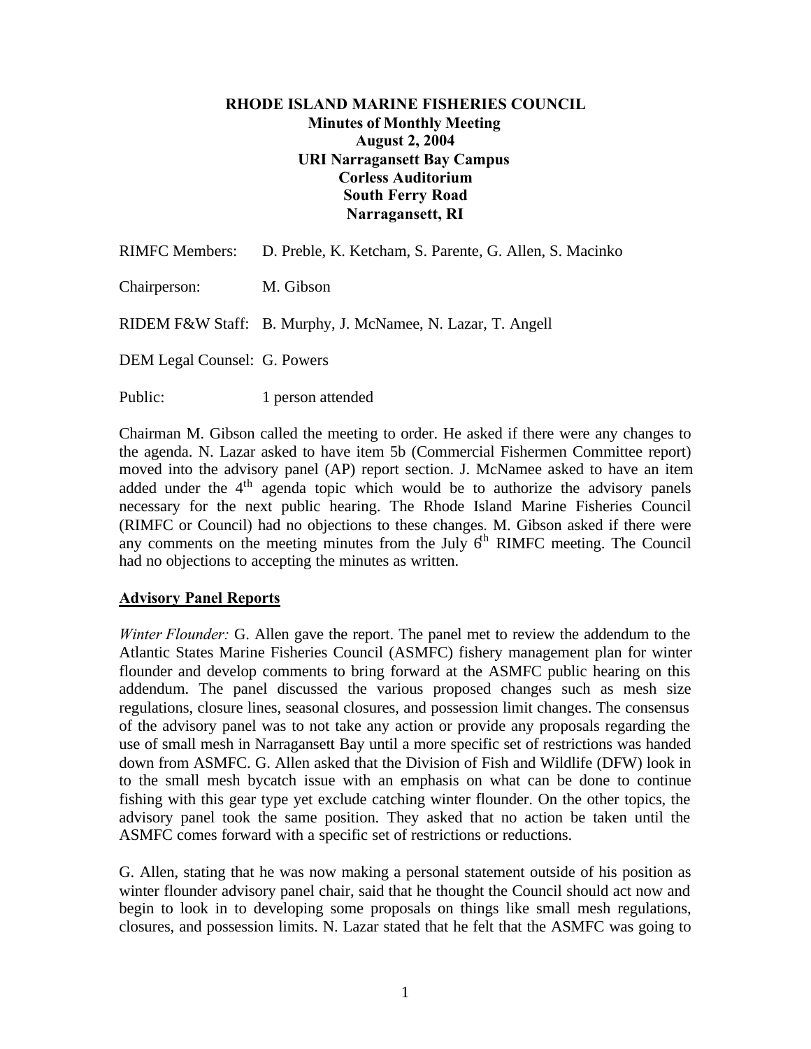# RHODE ISLAND MARINE FISHERIES COUNCIL

**Minutes of Monthly Meeting**
**August 2, 2004**
**URI Narragansett Bay Campus**
**Corless Auditorium**
**South Ferry Road**
**Narragansett, RI**

RIMFC Members: D. Preble, K. Ketcham, S. Parente, G. Allen, S. Macinko

Chairperson: M. Gibson

RIDEM F&W Staff: B. Murphy, J. McNamee, N. Lazar, T. Angell

DEM Legal Counsel: G. Powers

Public: 1 person attended

Chairman M. Gibson called the meeting to order. He asked if there were any changes to the agenda. N. Lazar asked to have item 5b (Commercial Fishermen Committee report) moved into the advisory panel (AP) report section. J. McNamee asked to have an item added under the 4th agenda topic which would be to authorize the advisory panels necessary for the next public hearing. The Rhode Island Marine Fisheries Council (RIMFC or Council) had no objections to these changes. M. Gibson asked if there were any comments on the meeting minutes from the July 6th RIMFC meeting. The Council had no objections to accepting the minutes as written.

## Advisory Panel Reports

*Winter Flounder:* G. Allen gave the report. The panel met to review the addendum to the Atlantic States Marine Fisheries Council (ASMFC) fishery management plan for winter flounder and develop comments to bring forward at the ASMFC public hearing on this addendum. The panel discussed the various proposed changes such as mesh size regulations, closure lines, seasonal closures, and possession limit changes. The consensus of the advisory panel was to not take any action or provide any proposals regarding the use of small mesh in Narragansett Bay until a more specific set of restrictions was handed down from ASMFC. G. Allen asked that the Division of Fish and Wildlife (DFW) look in to the small mesh bycatch issue with an emphasis on what can be done to continue fishing with this gear type yet exclude catching winter flounder. On the other topics, the advisory panel took the same position. They asked that no action be taken until the ASMFC comes forward with a specific set of restrictions or reductions.

G. Allen, stating that he was now making a personal statement outside of his position as winter flounder advisory panel chair, said that he thought the Council should act now and begin to look in to developing some proposals on things like small mesh regulations, closures, and possession limits. N. Lazar stated that he felt that the ASMFC was going to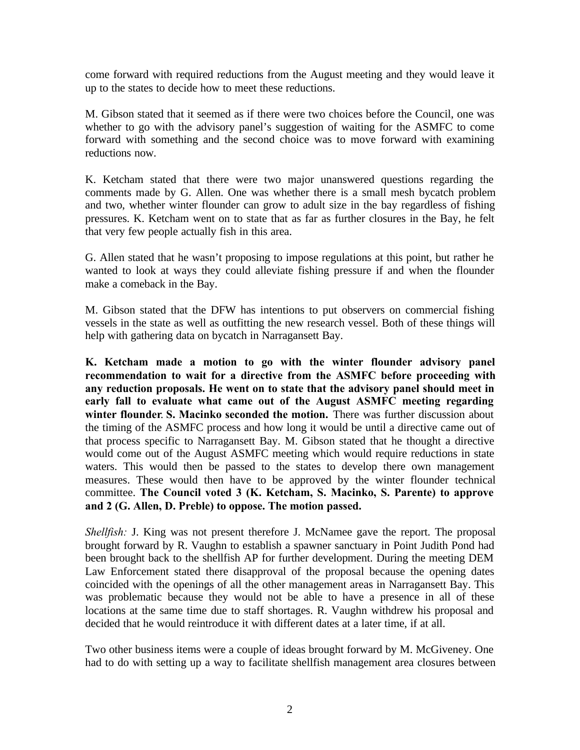come forward with required reductions from the August meeting and they would leave it up to the states to decide how to meet these reductions.

M. Gibson stated that it seemed as if there were two choices before the Council, one was whether to go with the advisory panel's suggestion of waiting for the ASMFC to come forward with something and the second choice was to move forward with examining reductions now.

K. Ketcham stated that there were two major unanswered questions regarding the comments made by G. Allen. One was whether there is a small mesh bycatch problem and two, whether winter flounder can grow to adult size in the bay regardless of fishing pressures. K. Ketcham went on to state that as far as further closures in the Bay, he felt that very few people actually fish in this area.

G. Allen stated that he wasn't proposing to impose regulations at this point, but rather he wanted to look at ways they could alleviate fishing pressure if and when the flounder make a comeback in the Bay.

M. Gibson stated that the DFW has intentions to put observers on commercial fishing vessels in the state as well as outfitting the new research vessel. Both of these things will help with gathering data on bycatch in Narragansett Bay.

**K. Ketcham made a motion to go with the winter flounder advisory panel recommendation to wait for a directive from the ASMFC before proceeding with any reduction proposals. He went on to state that the advisory panel should meet in early fall to evaluate what came out of the August ASMFC meeting regarding winter flounder. S. Macinko seconded the motion.** There was further discussion about the timing of the ASMFC process and how long it would be until a directive came out of that process specific to Narragansett Bay. M. Gibson stated that he thought a directive would come out of the August ASMFC meeting which would require reductions in state waters. This would then be passed to the states to develop there own management measures. These would then have to be approved by the winter flounder technical committee. **The Council voted 3 (K. Ketcham, S. Macinko, S. Parente) to approve and 2 (G. Allen, D. Preble) to oppose. The motion passed.**

*Shellfish:* J. King was not present therefore J. McNamee gave the report. The proposal brought forward by R. Vaughn to establish a spawner sanctuary in Point Judith Pond had been brought back to the shellfish AP for further development. During the meeting DEM Law Enforcement stated there disapproval of the proposal because the opening dates coincided with the openings of all the other management areas in Narragansett Bay. This was problematic because they would not be able to have a presence in all of these locations at the same time due to staff shortages. R. Vaughn withdrew his proposal and decided that he would reintroduce it with different dates at a later time, if at all.

Two other business items were a couple of ideas brought forward by M. McGiveney. One had to do with setting up a way to facilitate shellfish management area closures between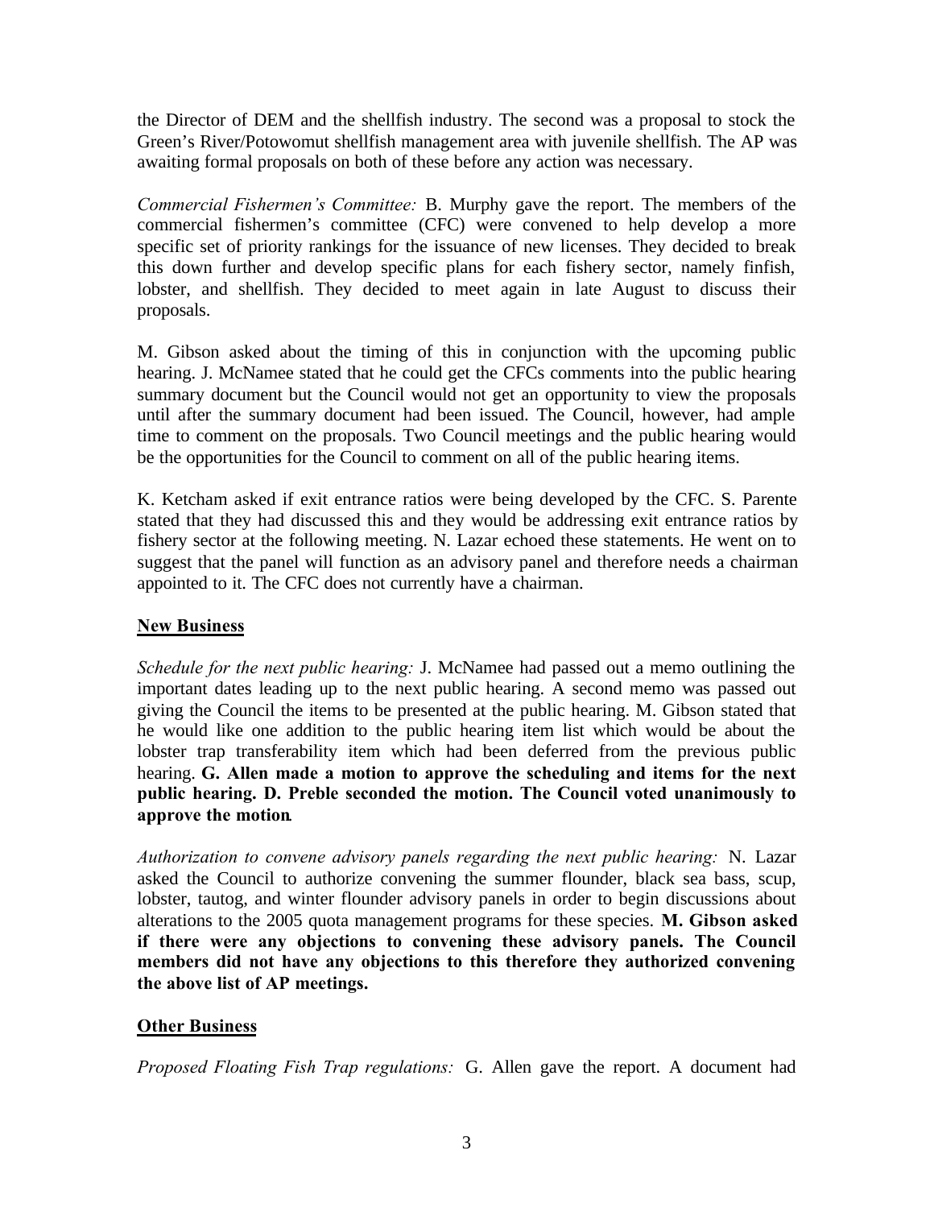the Director of DEM and the shellfish industry. The second was a proposal to stock the Green's River/Potowomut shellfish management area with juvenile shellfish. The AP was awaiting formal proposals on both of these before any action was necessary.

*Commercial Fishermen's Committee:* B. Murphy gave the report. The members of the commercial fishermen's committee (CFC) were convened to help develop a more specific set of priority rankings for the issuance of new licenses. They decided to break this down further and develop specific plans for each fishery sector, namely finfish, lobster, and shellfish. They decided to meet again in late August to discuss their proposals.

M. Gibson asked about the timing of this in conjunction with the upcoming public hearing. J. McNamee stated that he could get the CFCs comments into the public hearing summary document but the Council would not get an opportunity to view the proposals until after the summary document had been issued. The Council, however, had ample time to comment on the proposals. Two Council meetings and the public hearing would be the opportunities for the Council to comment on all of the public hearing items.

K. Ketcham asked if exit entrance ratios were being developed by the CFC. S. Parente stated that they had discussed this and they would be addressing exit entrance ratios by fishery sector at the following meeting. N. Lazar echoed these statements. He went on to suggest that the panel will function as an advisory panel and therefore needs a chairman appointed to it. The CFC does not currently have a chairman.

## New Business

*Schedule for the next public hearing:* J. McNamee had passed out a memo outlining the important dates leading up to the next public hearing. A second memo was passed out giving the Council the items to be presented at the public hearing. M. Gibson stated that he would like one addition to the public hearing item list which would be about the lobster trap transferability item which had been deferred from the previous public hearing. **G. Allen made a motion to approve the scheduling and items for the next public hearing. D. Preble seconded the motion. The Council voted unanimously to approve the motion**.

*Authorization to convene advisory panels regarding the next public hearing:* N. Lazar asked the Council to authorize convening the summer flounder, black sea bass, scup, lobster, tautog, and winter flounder advisory panels in order to begin discussions about alterations to the 2005 quota management programs for these species. **M. Gibson asked if there were any objections to convening these advisory panels. The Council members did not have any objections to this therefore they authorized convening the above list of AP meetings.**

## Other Business

*Proposed Floating Fish Trap regulations:* G. Allen gave the report. A document had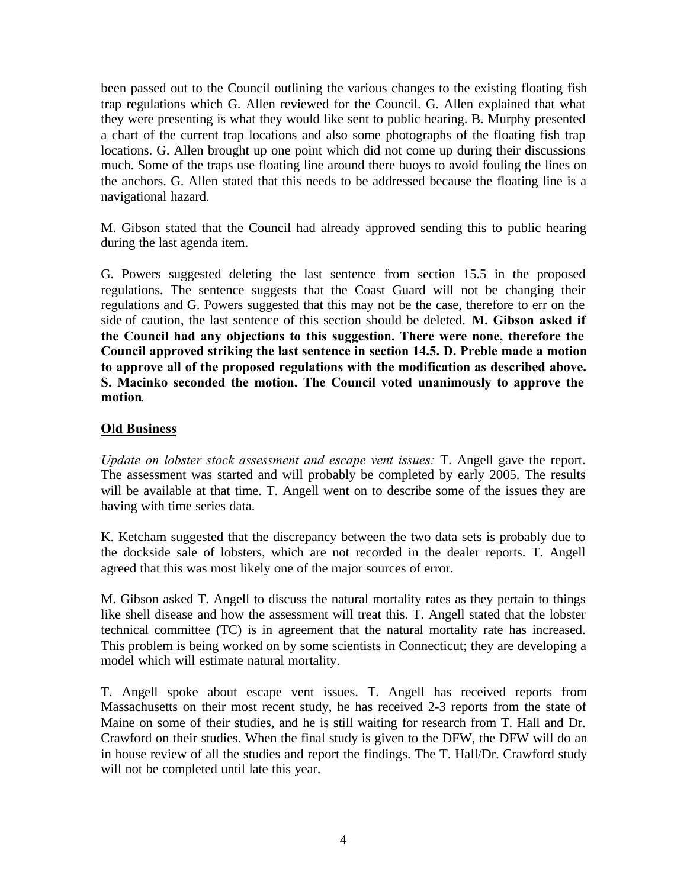been passed out to the Council outlining the various changes to the existing floating fish trap regulations which G. Allen reviewed for the Council. G. Allen explained that what they were presenting is what they would like sent to public hearing. B. Murphy presented a chart of the current trap locations and also some photographs of the floating fish trap locations. G. Allen brought up one point which did not come up during their discussions much. Some of the traps use floating line around there buoys to avoid fouling the lines on the anchors. G. Allen stated that this needs to be addressed because the floating line is a navigational hazard.

M. Gibson stated that the Council had already approved sending this to public hearing during the last agenda item.

G. Powers suggested deleting the last sentence from section 15.5 in the proposed regulations. The sentence suggests that the Coast Guard will not be changing their regulations and G. Powers suggested that this may not be the case, therefore to err on the side of caution, the last sentence of this section should be deleted. **M. Gibson asked if the Council had any objections to this suggestion. There were none, therefore the Council approved striking the last sentence in section 14.5. D. Preble made a motion to approve all of the proposed regulations with the modification as described above. S. Macinko seconded the motion. The Council voted unanimously to approve the motion.**

__Old Business__

*Update on lobster stock assessment and escape vent issues:* T. Angell gave the report. The assessment was started and will probably be completed by early 2005. The results will be available at that time. T. Angell went on to describe some of the issues they are having with time series data.

K. Ketcham suggested that the discrepancy between the two data sets is probably due to the dockside sale of lobsters, which are not recorded in the dealer reports. T. Angell agreed that this was most likely one of the major sources of error.

M. Gibson asked T. Angell to discuss the natural mortality rates as they pertain to things like shell disease and how the assessment will treat this. T. Angell stated that the lobster technical committee (TC) is in agreement that the natural mortality rate has increased. This problem is being worked on by some scientists in Connecticut; they are developing a model which will estimate natural mortality.

T. Angell spoke about escape vent issues. T. Angell has received reports from Massachusetts on their most recent study, he has received 2-3 reports from the state of Maine on some of their studies, and he is still waiting for research from T. Hall and Dr. Crawford on their studies. When the final study is given to the DFW, the DFW will do an in house review of all the studies and report the findings. The T. Hall/Dr. Crawford study will not be completed until late this year.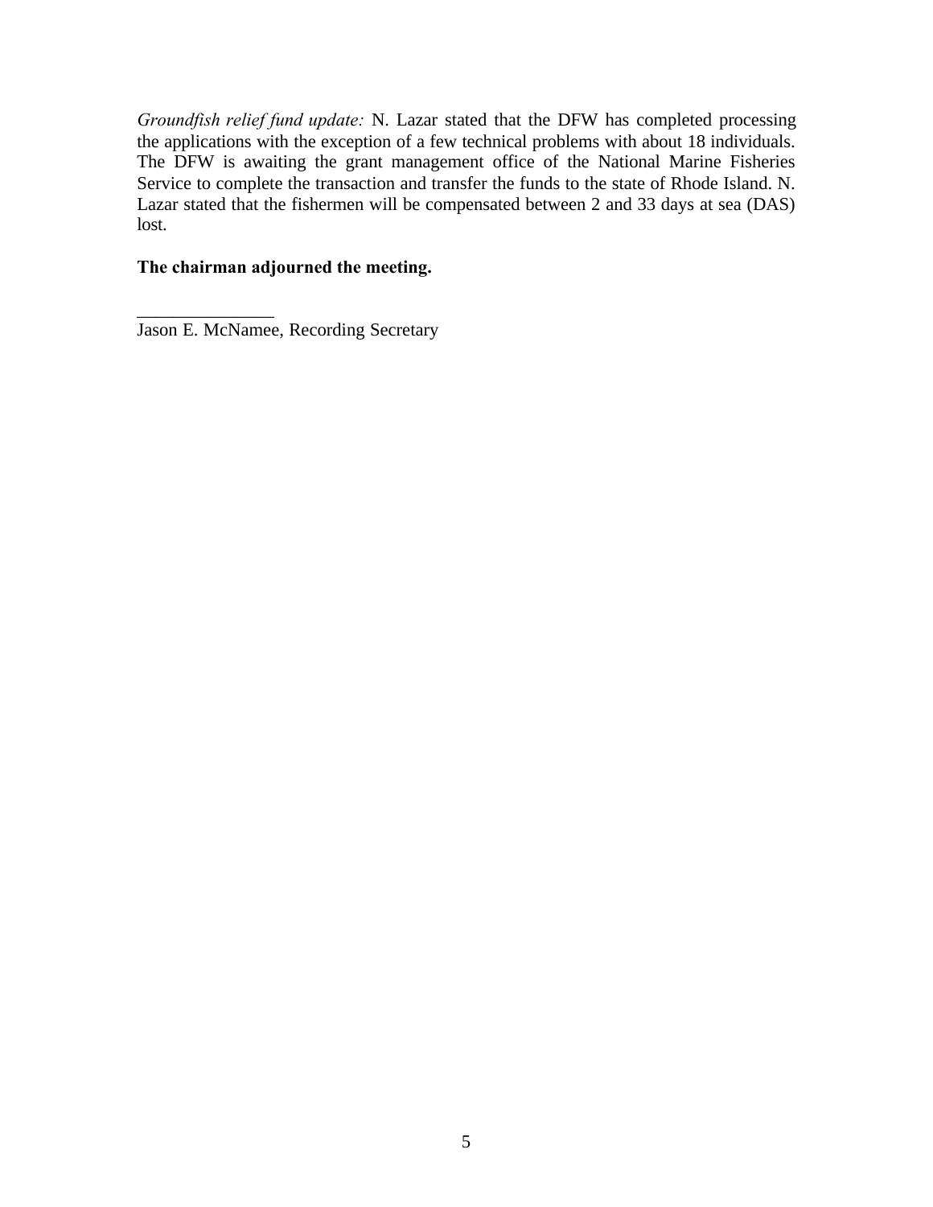*Groundfish relief fund update:* N. Lazar stated that the DFW has completed processing the applications with the exception of a few technical problems with about 18 individuals. The DFW is awaiting the grant management office of the National Marine Fisheries Service to complete the transaction and transfer the funds to the state of Rhode Island. N. Lazar stated that the fishermen will be compensated between 2 and 33 days at sea (DAS) lost.

**The chairman adjourned the meeting.**

_______________
Jason E. McNamee, Recording Secretary